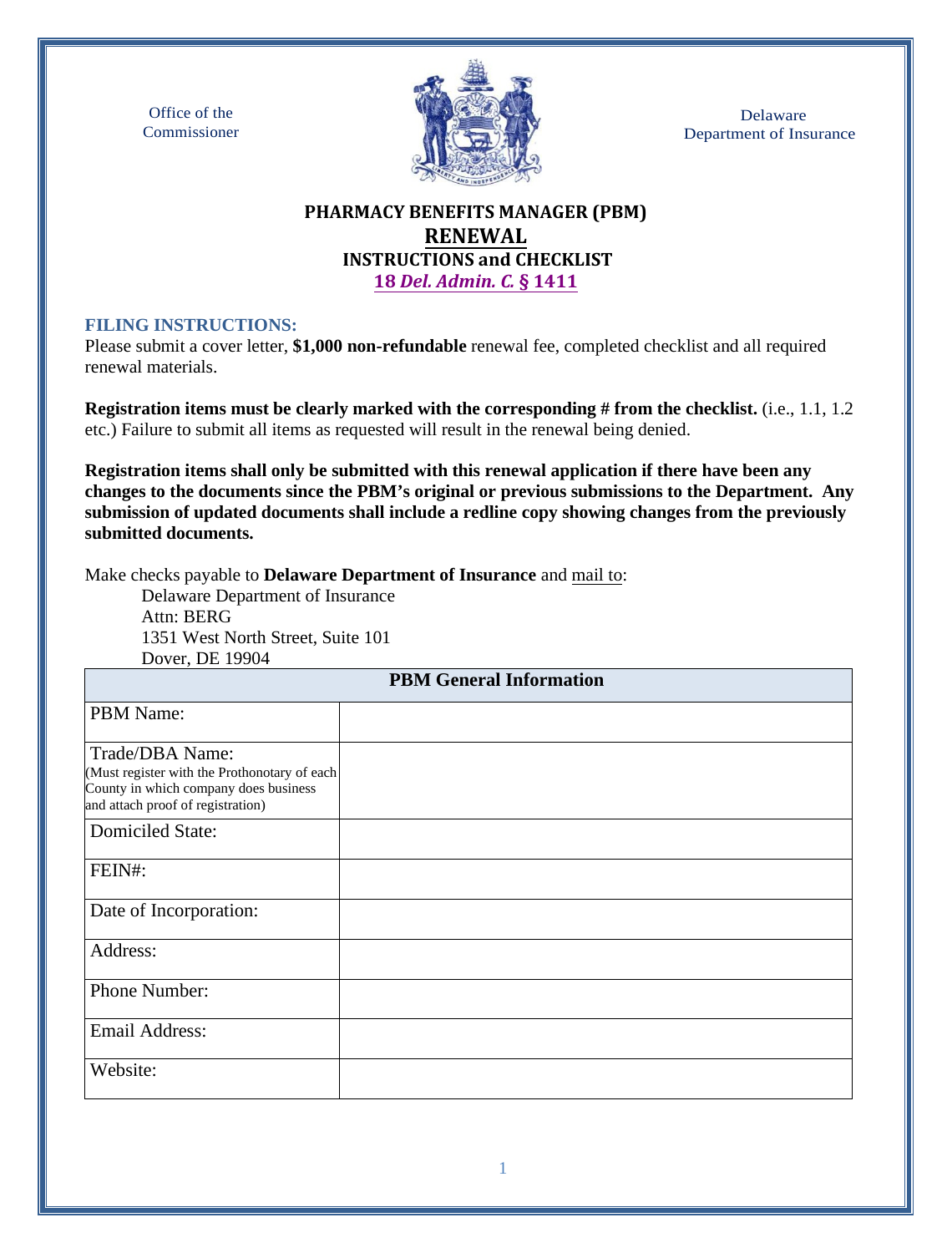Office of the Commissioner

Delaware Department of Insurance

# PHARMACY BENEFITS MANAGER (PBM)
## RENEWAL
### INSTRUCTIONS and CHECKLIST
### 18 *Del. Admin. C.* § 1411

**FILING INSTRUCTIONS:**

Please submit a cover letter, **$1,000 non-refundable** renewal fee, completed checklist and all required renewal materials.

**Registration items must be clearly marked with the corresponding # from the checklist.** (i.e., 1.1, 1.2 etc.) Failure to submit all items as requested will result in the renewal being denied.

**Registration items shall only be submitted with this renewal application if there have been any changes to the documents since the PBM's original or previous submissions to the Department. Any submission of updated documents shall include a redline copy showing changes from the previously submitted documents.**

Make checks payable to **Delaware Department of Insurance** and mail to:

Delaware Department of Insurance
Attn: BERG
1351 West North Street, Suite 101
Dover, DE 19904

| PBM General Information | |
|---|---|
| PBM Name: | |
| Trade/DBA Name: (Must register with the Prothonotary of each County in which company does business and attach proof of registration) | |
| Domiciled State: | |
| FEIN#: | |
| Date of Incorporation: | |
| Address: | |
| Phone Number: | |
| Email Address: | |
| Website: | |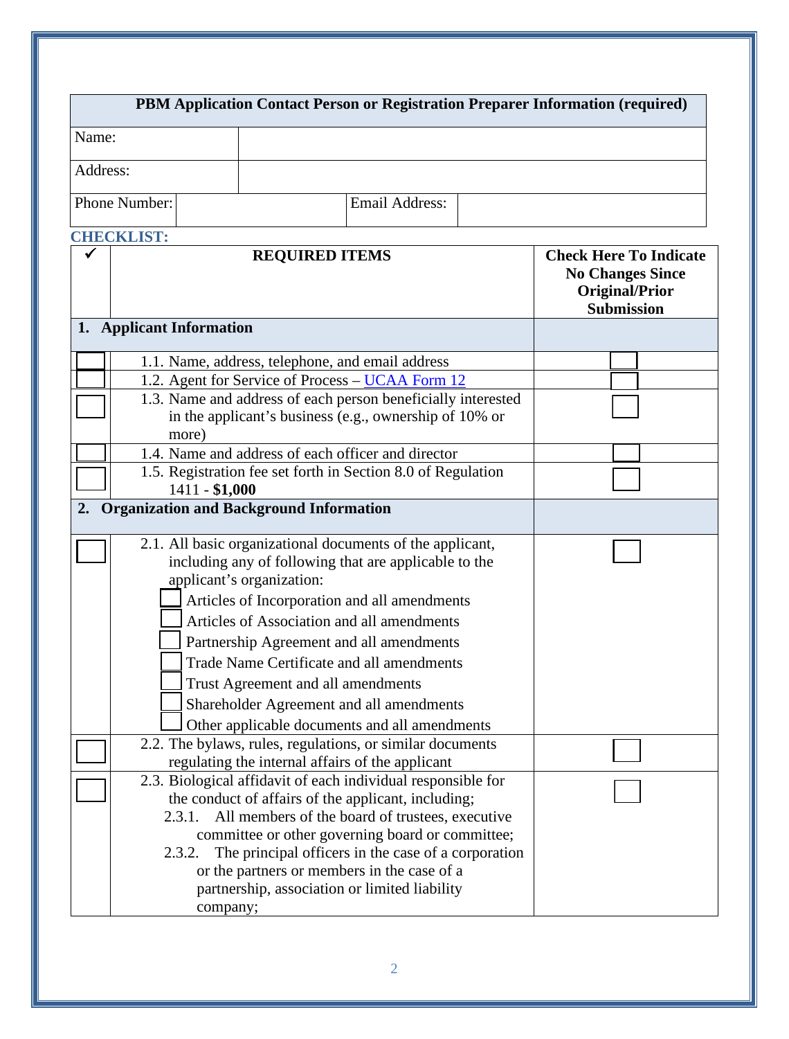| PBM Application Contact Person or Registration Preparer Information (required) | | | |
|---|---|---|---|
| Name: | | | |
| Address: | | | |
| Phone Number: | | Email Address: | |

**CHECKLIST:**

| ✓ | REQUIRED ITEMS | Check Here To Indicate No Changes Since Original/Prior Submission |
|---|---|---|
| | **1. Applicant Information** | |
| ☐ | 1.1. Name, address, telephone, and email address | ☐ |
| ☐ | 1.2. Agent for Service of Process – [UCAA Form 12]() | ☐ |
| ☐ | 1.3. Name and address of each person beneficially interested in the applicant's business (e.g., ownership of 10% or more) | ☐ |
| ☐ | 1.4. Name and address of each officer and director | ☐ |
| ☐ | 1.5. Registration fee set forth in Section 8.0 of Regulation 1411 - **$1,000** | ☐ |
| | **2. Organization and Background Information** | |
| ☐ | 2.1. All basic organizational documents of the applicant, including any of following that are applicable to the applicant's organization:<br>☐ Articles of Incorporation and all amendments<br>☐ Articles of Association and all amendments<br>☐ Partnership Agreement and all amendments<br>☐ Trade Name Certificate and all amendments<br>☐ Trust Agreement and all amendments<br>☐ Shareholder Agreement and all amendments<br>☐ Other applicable documents and all amendments | ☐ |
| ☐ | 2.2. The bylaws, rules, regulations, or similar documents regulating the internal affairs of the applicant | ☐ |
| ☐ | 2.3. Biological affidavit of each individual responsible for the conduct of affairs of the applicant, including;<br>2.3.1. All members of the board of trustees, executive committee or other governing board or committee;<br>2.3.2. The principal officers in the case of a corporation or the partners or members in the case of a partnership, association or limited liability company; | ☐ |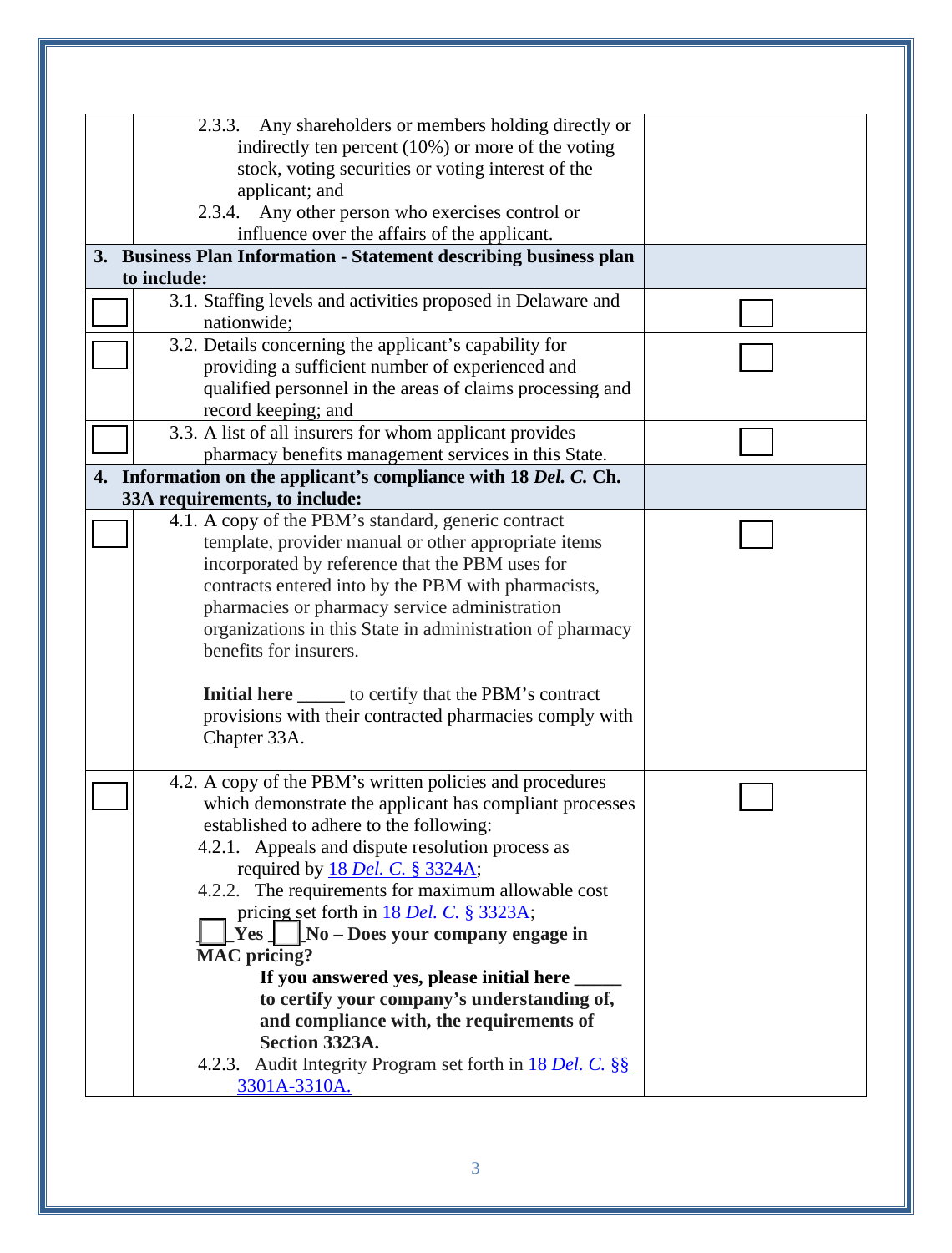| | | |
|---|---|---|
| | 2.3.3. Any shareholders or members holding directly or indirectly ten percent (10%) or more of the voting stock, voting securities or voting interest of the applicant; and<br>2.3.4. Any other person who exercises control or influence over the affairs of the applicant. | |
| **3. Business Plan Information - Statement describing business plan to include:** | | |
| ☐ | 3.1. Staffing levels and activities proposed in Delaware and nationwide; | ☐ |
| ☐ | 3.2. Details concerning the applicant's capability for providing a sufficient number of experienced and qualified personnel in the areas of claims processing and record keeping; and | ☐ |
| ☐ | 3.3. A list of all insurers for whom applicant provides pharmacy benefits management services in this State. | ☐ |
| **4. Information on the applicant's compliance with 18 *Del. C.* Ch. 33A requirements, to include:** | | |
| ☐ | 4.1. A copy of the PBM's standard, generic contract template, provider manual or other appropriate items incorporated by reference that the PBM uses for contracts entered into by the PBM with pharmacists, pharmacies or pharmacy service administration organizations in this State in administration of pharmacy benefits for insurers.<br><br>**Initial here** _____ to certify that the PBM's contract provisions with their contracted pharmacies comply with Chapter 33A. | ☐ |
| ☐ | 4.2. A copy of the PBM's written policies and procedures which demonstrate the applicant has compliant processes established to adhere to the following:<br>4.2.1. Appeals and dispute resolution process as required by 18 *Del. C.* § 3324A;<br>4.2.2. The requirements for maximum allowable cost pricing set forth in 18 *Del. C.* § 3323A;<br>☐ **Yes** ☐ **No – Does your company engage in MAC pricing?**<br>**If you answered yes, please initial here _____ to certify your company's understanding of, and compliance with, the requirements of Section 3323A.**<br>4.2.3. Audit Integrity Program set forth in 18 *Del. C.* §§ 3301A-3310A. | ☐ |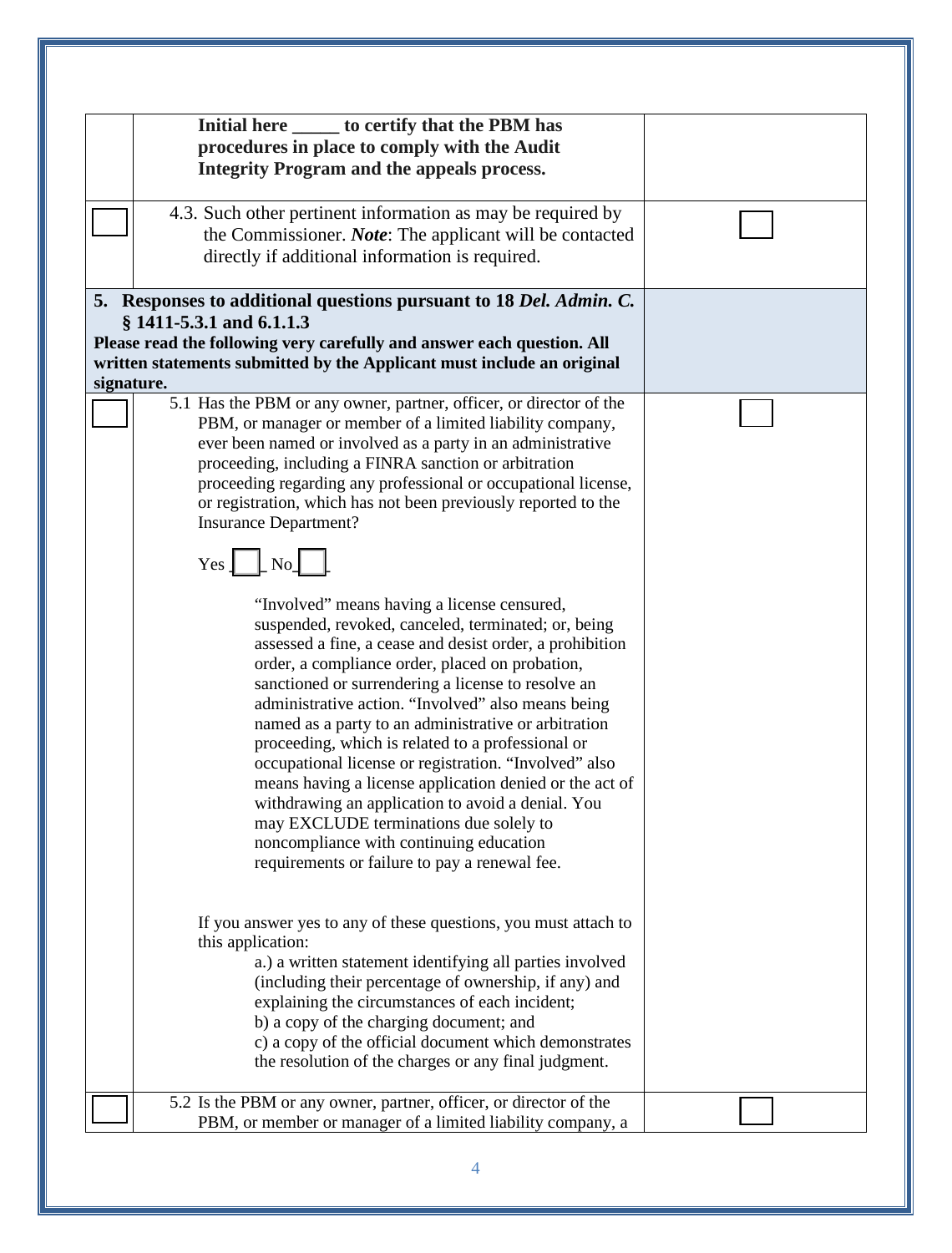| | | |
|---|---|---|
| | **Initial here _____ to certify that the PBM has procedures in place to comply with the Audit Integrity Program and the appeals process.** | |
| ☐ | 4.3. Such other pertinent information as may be required by the Commissioner. ***Note***: The applicant will be contacted directly if additional information is required. | ☐ |
| **5. Responses to additional questions pursuant to 18 *Del. Admin. C.* § 1411-5.3.1 and 6.1.1.3** **Please read the following very carefully and answer each question. All written statements submitted by the Applicant must include an original signature.** | | |
| ☐ | 5.1 Has the PBM or any owner, partner, officer, or director of the PBM, or manager or member of a limited liability company, ever been named or involved as a party in an administrative proceeding, including a FINRA sanction or arbitration proceeding regarding any professional or occupational license, or registration, which has not been previously reported to the Insurance Department?<br><br>Yes ☐ No ☐<br><br>"Involved" means having a license censured, suspended, revoked, canceled, terminated; or, being assessed a fine, a cease and desist order, a prohibition order, a compliance order, placed on probation, sanctioned or surrendering a license to resolve an administrative action. "Involved" also means being named as a party to an administrative or arbitration proceeding, which is related to a professional or occupational license or registration. "Involved" also means having a license application denied or the act of withdrawing an application to avoid a denial. You may EXCLUDE terminations due solely to noncompliance with continuing education requirements or failure to pay a renewal fee.<br><br>If you answer yes to any of these questions, you must attach to this application:<br>a.) a written statement identifying all parties involved (including their percentage of ownership, if any) and explaining the circumstances of each incident;<br>b) a copy of the charging document; and<br>c) a copy of the official document which demonstrates the resolution of the charges or any final judgment. | ☐ |
| ☐ | 5.2 Is the PBM or any owner, partner, officer, or director of the PBM, or member or manager of a limited liability company, a | ☐ |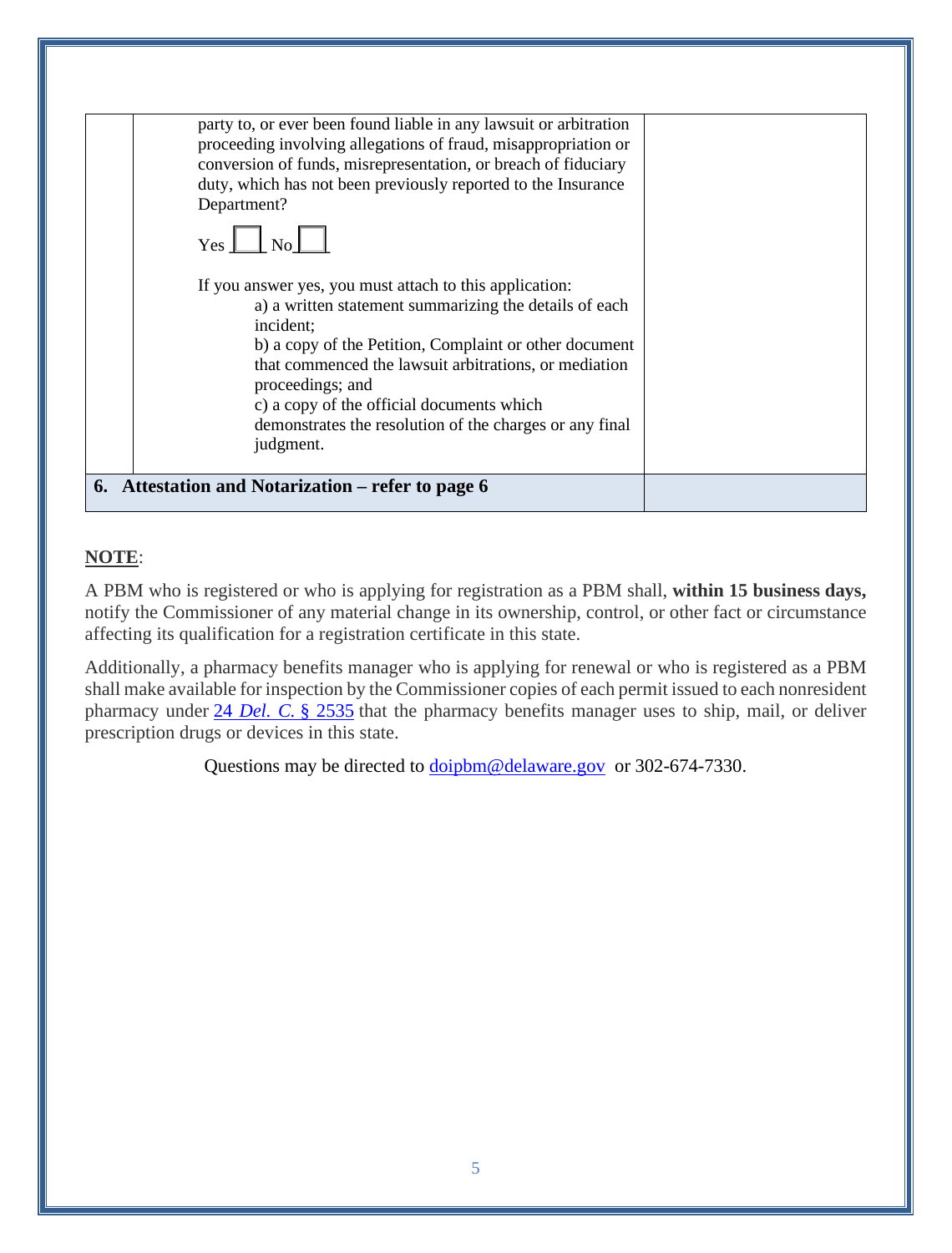| | | |
|---|---|---|
| | party to, or ever been found liable in any lawsuit or arbitration proceeding involving allegations of fraud, misappropriation or conversion of funds, misrepresentation, or breach of fiduciary duty, which has not been previously reported to the Insurance Department?<br><br>Yes ☐ No ☐<br><br>If you answer yes, you must attach to this application:<br>a) a written statement summarizing the details of each incident;<br>b) a copy of the Petition, Complaint or other document that commenced the lawsuit arbitrations, or mediation proceedings; and<br>c) a copy of the official documents which demonstrates the resolution of the charges or any final judgment. | |
| **6. Attestation and Notarization – refer to page 6** | | |

**NOTE**:

A PBM who is registered or who is applying for registration as a PBM shall, **within 15 business days,** notify the Commissioner of any material change in its ownership, control, or other fact or circumstance affecting its qualification for a registration certificate in this state.

Additionally, a pharmacy benefits manager who is applying for renewal or who is registered as a PBM shall make available for inspection by the Commissioner copies of each permit issued to each nonresident pharmacy under 24 *Del. C.* § 2535 that the pharmacy benefits manager uses to ship, mail, or deliver prescription drugs or devices in this state.

Questions may be directed to doipbm@delaware.gov or 302-674-7330.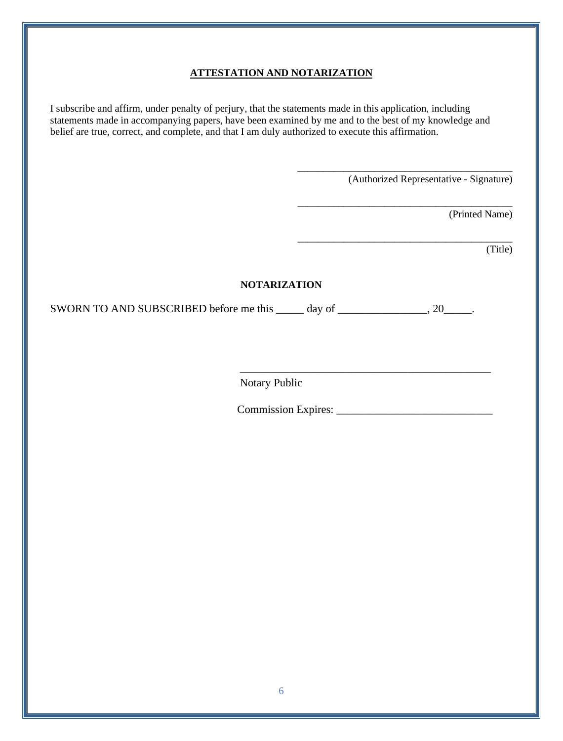## ATTESTATION AND NOTARIZATION

I subscribe and affirm, under penalty of perjury, that the statements made in this application, including statements made in accompanying papers, have been examined by me and to the best of my knowledge and belief are true, correct, and complete, and that I am duly authorized to execute this affirmation.

\_\_\_\_\_\_\_\_\_\_\_\_\_\_\_\_\_\_\_\_\_\_\_\_\_\_\_\_\_\_\_\_\_\_\_\_\_\_\_\_\_\_\_
(Authorized Representative - Signature)

\_\_\_\_\_\_\_\_\_\_\_\_\_\_\_\_\_\_\_\_\_\_\_\_\_\_\_\_\_\_\_\_\_\_\_\_\_\_\_\_\_\_\_
(Printed Name)

\_\_\_\_\_\_\_\_\_\_\_\_\_\_\_\_\_\_\_\_\_\_\_\_\_\_\_\_\_\_\_\_\_\_\_\_\_\_\_\_\_\_\_
(Title)

**NOTARIZATION**

SWORN TO AND SUBSCRIBED before me this \_\_\_\_\_ day of \_\_\_\_\_\_\_\_\_\_\_\_\_\_\_\_, 20\_\_\_\_\_.

\_\_\_\_\_\_\_\_\_\_\_\_\_\_\_\_\_\_\_\_\_\_\_\_\_\_\_\_\_\_\_\_\_\_\_\_\_\_\_\_\_\_\_\_\_\_
Notary Public

Commission Expires: \_\_\_\_\_\_\_\_\_\_\_\_\_\_\_\_\_\_\_\_\_\_\_\_\_\_\_\_